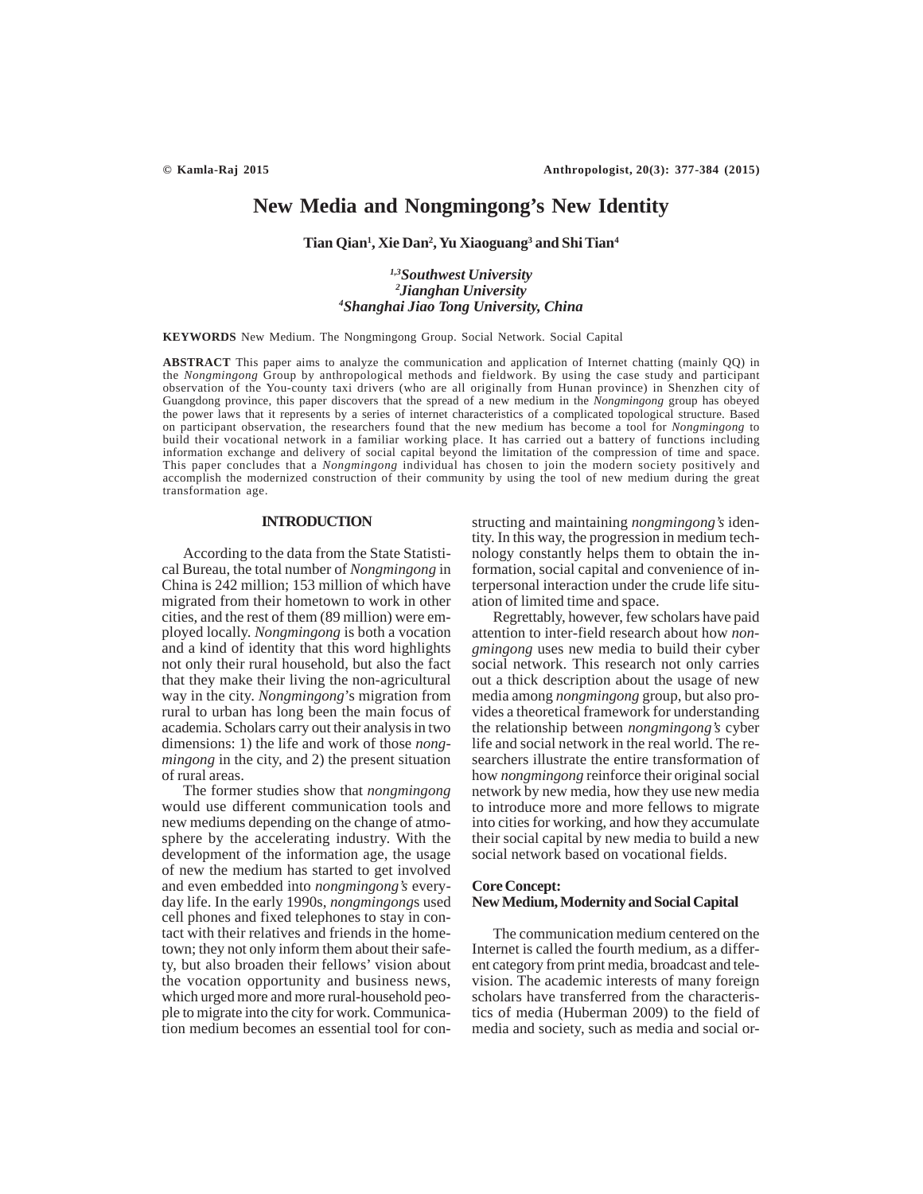# New Media and Nongmingong's New Identity

**Tian Qian[1], Xie Dan[2], Yu Xiaoguang[3] and Shi Tian[4]**

*[1,3]Southwest University*
*[2]Jianghan University*
*[4]Shanghai Jiao Tong University, China*

**KEYWORDS** New Medium. The Nongmingong Group. Social Network. Social Capital

**ABSTRACT** This paper aims to analyze the communication and application of Internet chatting (mainly QQ) in the *Nongmingong* Group by anthropological methods and fieldwork. By using the case study and participant observation of the You-county taxi drivers (who are all originally from Hunan province) in Shenzhen city of Guangdong province, this paper discovers that the spread of a new medium in the *Nongmingong* group has obeyed the power laws that it represents by a series of internet characteristics of a complicated topological structure. Based on participant observation, the researchers found that the new medium has become a tool for *Nongmingong* to build their vocational network in a familiar working place. It has carried out a battery of functions including information exchange and delivery of social capital beyond the limitation of the compression of time and space. This paper concludes that a *Nongmingong* individual has chosen to join the modern society positively and accomplish the modernized construction of their community by using the tool of new medium during the great transformation age.

## INTRODUCTION

According to the data from the State Statistical Bureau, the total number of *Nongmingong* in China is 242 million; 153 million of which have migrated from their hometown to work in other cities, and the rest of them (89 million) were employed locally. *Nongmingong* is both a vocation and a kind of identity that this word highlights not only their rural household, but also the fact that they make their living the non-agricultural way in the city. *Nongmingong*'s migration from rural to urban has long been the main focus of academia. Scholars carry out their analysis in two dimensions: 1) the life and work of those *nongmingong* in the city, and 2) the present situation of rural areas.

The former studies show that *nongmingong* would use different communication tools and new mediums depending on the change of atmosphere by the accelerating industry. With the development of the information age, the usage of new the medium has started to get involved and even embedded into *nongmingong's* everyday life. In the early 1990s, *nongmingong*s used cell phones and fixed telephones to stay in contact with their relatives and friends in the hometown; they not only inform them about their safety, but also broaden their fellows' vision about the vocation opportunity and business news, which urged more and more rural-household people to migrate into the city for work. Communication medium becomes an essential tool for constructing and maintaining *nongmingong's* identity. In this way, the progression in medium technology constantly helps them to obtain the information, social capital and convenience of interpersonal interaction under the crude life situation of limited time and space.

Regrettably, however, few scholars have paid attention to inter-field research about how *nongmingong* uses new media to build their cyber social network. This research not only carries out a thick description about the usage of new media among *nongmingong* group, but also provides a theoretical framework for understanding the relationship between *nongmingong's* cyber life and social network in the real world. The researchers illustrate the entire transformation of how *nongmingong* reinforce their original social network by new media, how they use new media to introduce more and more fellows to migrate into cities for working, and how they accumulate their social capital by new media to build a new social network based on vocational fields.

### Core Concept: New Medium, Modernity and Social Capital

The communication medium centered on the Internet is called the fourth medium, as a different category from print media, broadcast and television. The academic interests of many foreign scholars have transferred from the characteristics of media (Huberman 2009) to the field of media and society, such as media and social or-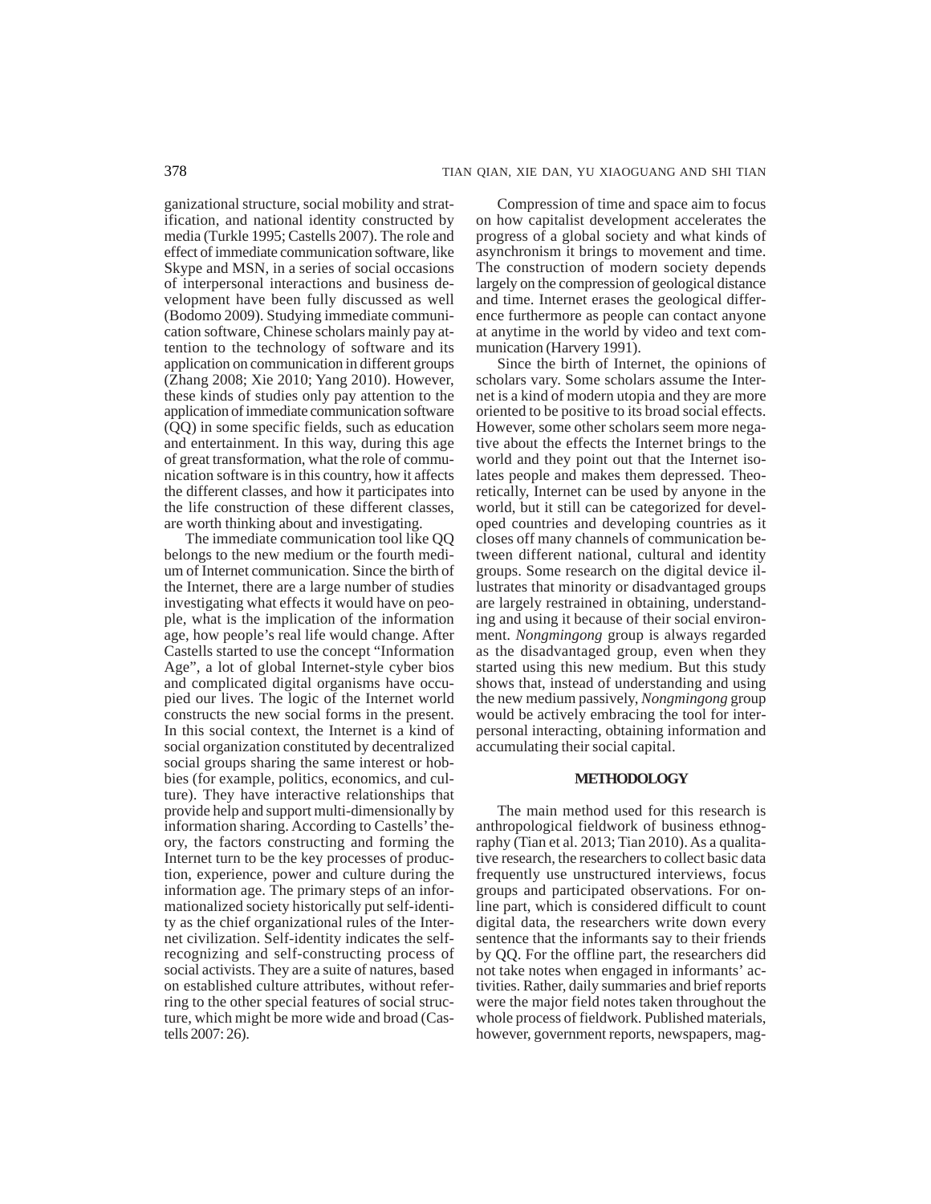ganizational structure, social mobility and stratification, and national identity constructed by media (Turkle 1995; Castells 2007). The role and effect of immediate communication software, like Skype and MSN, in a series of social occasions of interpersonal interactions and business development have been fully discussed as well (Bodomo 2009). Studying immediate communication software, Chinese scholars mainly pay attention to the technology of software and its application on communication in different groups (Zhang 2008; Xie 2010; Yang 2010). However, these kinds of studies only pay attention to the application of immediate communication software (QQ) in some specific fields, such as education and entertainment. In this way, during this age of great transformation, what the role of communication software is in this country, how it affects the different classes, and how it participates into the life construction of these different classes, are worth thinking about and investigating.

The immediate communication tool like QQ belongs to the new medium or the fourth medium of Internet communication. Since the birth of the Internet, there are a large number of studies investigating what effects it would have on people, what is the implication of the information age, how people's real life would change. After Castells started to use the concept "Information Age", a lot of global Internet-style cyber bios and complicated digital organisms have occupied our lives. The logic of the Internet world constructs the new social forms in the present. In this social context, the Internet is a kind of social organization constituted by decentralized social groups sharing the same interest or hobbies (for example, politics, economics, and culture). They have interactive relationships that provide help and support multi-dimensionally by information sharing. According to Castells' theory, the factors constructing and forming the Internet turn to be the key processes of production, experience, power and culture during the information age. The primary steps of an informationalized society historically put self-identity as the chief organizational rules of the Internet civilization. Self-identity indicates the self-recognizing and self-constructing process of social activists. They are a suite of natures, based on established culture attributes, without referring to the other special features of social structure, which might be more wide and broad (Castells 2007: 26).

Compression of time and space aim to focus on how capitalist development accelerates the progress of a global society and what kinds of asynchronism it brings to movement and time. The construction of modern society depends largely on the compression of geological distance and time. Internet erases the geological difference furthermore as people can contact anyone at anytime in the world by video and text communication (Harvery 1991).

Since the birth of Internet, the opinions of scholars vary. Some scholars assume the Internet is a kind of modern utopia and they are more oriented to be positive to its broad social effects. However, some other scholars seem more negative about the effects the Internet brings to the world and they point out that the Internet isolates people and makes them depressed. Theoretically, Internet can be used by anyone in the world, but it still can be categorized for developed countries and developing countries as it closes off many channels of communication between different national, cultural and identity groups. Some research on the digital device illustrates that minority or disadvantaged groups are largely restrained in obtaining, understanding and using it because of their social environment. *Nongmingong* group is always regarded as the disadvantaged group, even when they started using this new medium. But this study shows that, instead of understanding and using the new medium passively, *Nongmingong* group would be actively embracing the tool for interpersonal interacting, obtaining information and accumulating their social capital.

## METHODOLOGY

The main method used for this research is anthropological fieldwork of business ethnography (Tian et al. 2013; Tian 2010). As a qualitative research, the researchers to collect basic data frequently use unstructured interviews, focus groups and participated observations. For online part, which is considered difficult to count digital data, the researchers write down every sentence that the informants say to their friends by QQ. For the offline part, the researchers did not take notes when engaged in informants' activities. Rather, daily summaries and brief reports were the major field notes taken throughout the whole process of fieldwork. Published materials, however, government reports, newspapers, mag-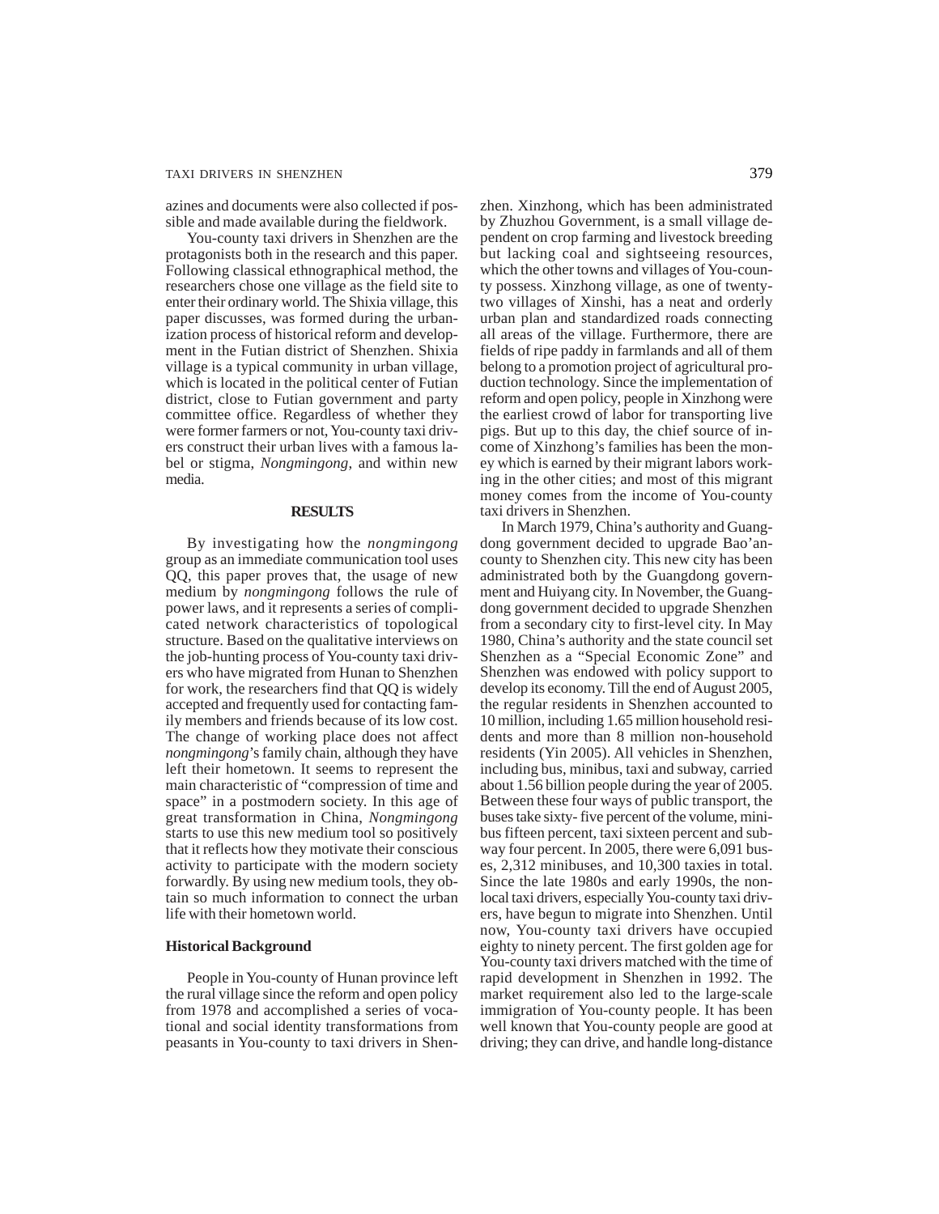azines and documents were also collected if possible and made available during the fieldwork.

You-county taxi drivers in Shenzhen are the protagonists both in the research and this paper. Following classical ethnographical method, the researchers chose one village as the field site to enter their ordinary world. The Shixia village, this paper discusses, was formed during the urbanization process of historical reform and development in the Futian district of Shenzhen. Shixia village is a typical community in urban village, which is located in the political center of Futian district, close to Futian government and party committee office. Regardless of whether they were former farmers or not, You-county taxi drivers construct their urban lives with a famous label or stigma, *Nongmingong*, and within new media.

## RESULTS

By investigating how the *nongmingong* group as an immediate communication tool uses QQ, this paper proves that, the usage of new medium by *nongmingong* follows the rule of power laws, and it represents a series of complicated network characteristics of topological structure. Based on the qualitative interviews on the job-hunting process of You-county taxi drivers who have migrated from Hunan to Shenzhen for work, the researchers find that QQ is widely accepted and frequently used for contacting family members and friends because of its low cost. The change of working place does not affect *nongmingong*'s family chain, although they have left their hometown. It seems to represent the main characteristic of "compression of time and space" in a postmodern society. In this age of great transformation in China, *Nongmingong* starts to use this new medium tool so positively that it reflects how they motivate their conscious activity to participate with the modern society forwardly. By using new medium tools, they obtain so much information to connect the urban life with their hometown world.

### Historical Background

People in You-county of Hunan province left the rural village since the reform and open policy from 1978 and accomplished a series of vocational and social identity transformations from peasants in You-county to taxi drivers in Shenzhen. Xinzhong, which has been administrated by Zhuzhou Government, is a small village dependent on crop farming and livestock breeding but lacking coal and sightseeing resources, which the other towns and villages of You-county possess. Xinzhong village, as one of twenty-two villages of Xinshi, has a neat and orderly urban plan and standardized roads connecting all areas of the village. Furthermore, there are fields of ripe paddy in farmlands and all of them belong to a promotion project of agricultural production technology. Since the implementation of reform and open policy, people in Xinzhong were the earliest crowd of labor for transporting live pigs. But up to this day, the chief source of income of Xinzhong's families has been the money which is earned by their migrant labors working in the other cities; and most of this migrant money comes from the income of You-county taxi drivers in Shenzhen.

In March 1979, China's authority and Guangdong government decided to upgrade Bao'an-county to Shenzhen city. This new city has been administrated both by the Guangdong government and Huiyang city. In November, the Guangdong government decided to upgrade Shenzhen from a secondary city to first-level city. In May 1980, China's authority and the state council set Shenzhen as a "Special Economic Zone" and Shenzhen was endowed with policy support to develop its economy. Till the end of August 2005, the regular residents in Shenzhen accounted to 10 million, including 1.65 million household residents and more than 8 million non-household residents (Yin 2005). All vehicles in Shenzhen, including bus, minibus, taxi and subway, carried about 1.56 billion people during the year of 2005. Between these four ways of public transport, the buses take sixty- five percent of the volume, minibus fifteen percent, taxi sixteen percent and subway four percent. In 2005, there were 6,091 buses, 2,312 minibuses, and 10,300 taxies in total. Since the late 1980s and early 1990s, the non-local taxi drivers, especially You-county taxi drivers, have begun to migrate into Shenzhen. Until now, You-county taxi drivers have occupied eighty to ninety percent. The first golden age for You-county taxi drivers matched with the time of rapid development in Shenzhen in 1992. The market requirement also led to the large-scale immigration of You-county people. It has been well known that You-county people are good at driving; they can drive, and handle long-distance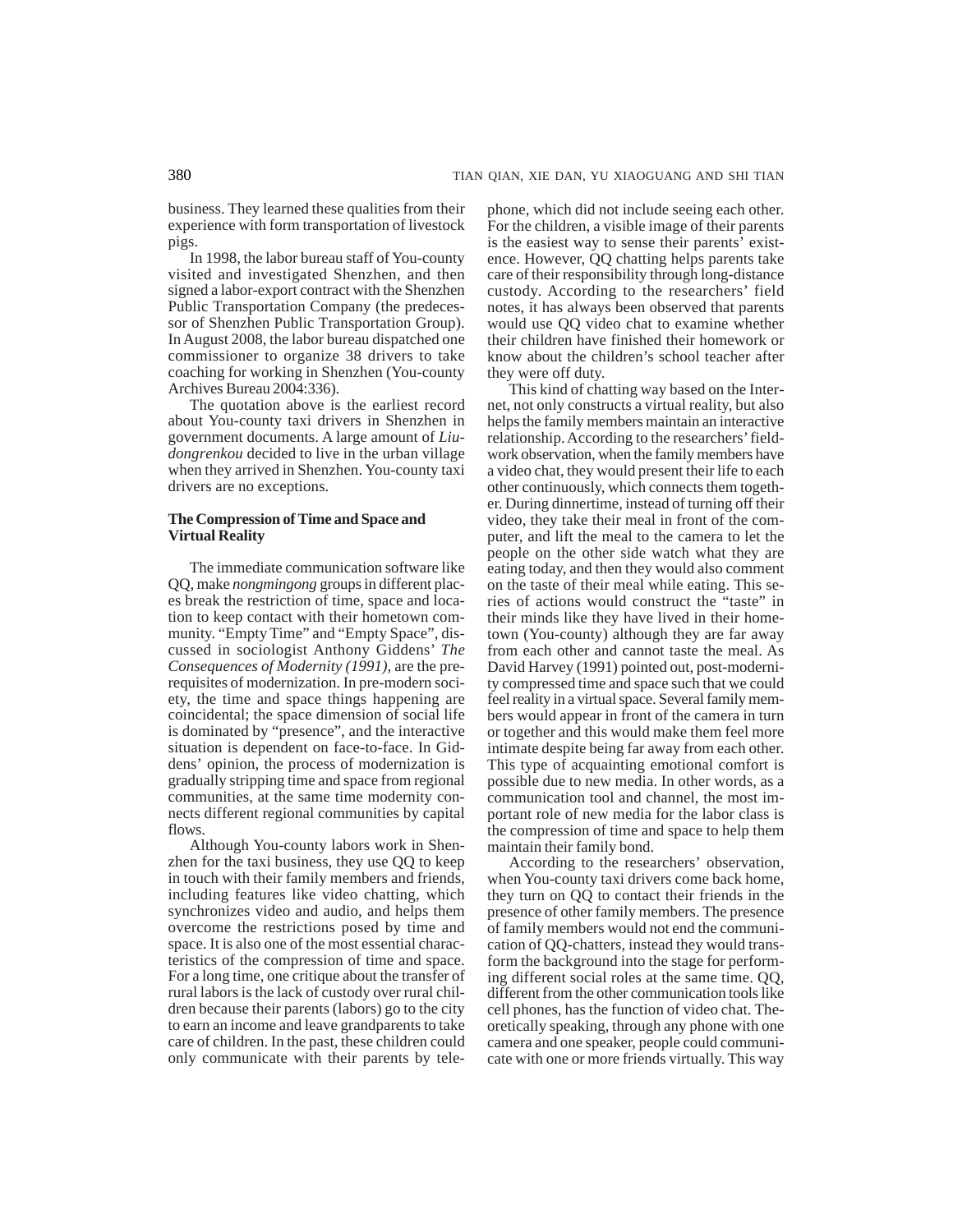business. They learned these qualities from their experience with form transportation of livestock pigs.

In 1998, the labor bureau staff of You-county visited and investigated Shenzhen, and then signed a labor-export contract with the Shenzhen Public Transportation Company (the predecessor of Shenzhen Public Transportation Group). In August 2008, the labor bureau dispatched one commissioner to organize 38 drivers to take coaching for working in Shenzhen (You-county Archives Bureau 2004:336).

The quotation above is the earliest record about You-county taxi drivers in Shenzhen in government documents. A large amount of *Liudongrenkou* decided to live in the urban village when they arrived in Shenzhen. You-county taxi drivers are no exceptions.

### The Compression of Time and Space and Virtual Reality

The immediate communication software like QQ, make *nongmingong* groups in different places break the restriction of time, space and location to keep contact with their hometown community. "Empty Time" and "Empty Space", discussed in sociologist Anthony Giddens' *The Consequences of Modernity (1991)*, are the prerequisites of modernization. In pre-modern society, the time and space things happening are coincidental; the space dimension of social life is dominated by "presence", and the interactive situation is dependent on face-to-face. In Giddens' opinion, the process of modernization is gradually stripping time and space from regional communities, at the same time modernity connects different regional communities by capital flows.

Although You-county labors work in Shenzhen for the taxi business, they use QQ to keep in touch with their family members and friends, including features like video chatting, which synchronizes video and audio, and helps them overcome the restrictions posed by time and space. It is also one of the most essential characteristics of the compression of time and space. For a long time, one critique about the transfer of rural labors is the lack of custody over rural children because their parents (labors) go to the city to earn an income and leave grandparents to take care of children. In the past, these children could only communicate with their parents by telephone, which did not include seeing each other. For the children, a visible image of their parents is the easiest way to sense their parents' existence. However, QQ chatting helps parents take care of their responsibility through long-distance custody. According to the researchers' field notes, it has always been observed that parents would use QQ video chat to examine whether their children have finished their homework or know about the children's school teacher after they were off duty.

This kind of chatting way based on the Internet, not only constructs a virtual reality, but also helps the family members maintain an interactive relationship. According to the researchers' fieldwork observation, when the family members have a video chat, they would present their life to each other continuously, which connects them together. During dinnertime, instead of turning off their video, they take their meal in front of the computer, and lift the meal to the camera to let the people on the other side watch what they are eating today, and then they would also comment on the taste of their meal while eating. This series of actions would construct the "taste" in their minds like they have lived in their hometown (You-county) although they are far away from each other and cannot taste the meal. As David Harvey (1991) pointed out, post-modernity compressed time and space such that we could feel reality in a virtual space. Several family members would appear in front of the camera in turn or together and this would make them feel more intimate despite being far away from each other. This type of acquainting emotional comfort is possible due to new media. In other words, as a communication tool and channel, the most important role of new media for the labor class is the compression of time and space to help them maintain their family bond.

According to the researchers' observation, when You-county taxi drivers come back home, they turn on QQ to contact their friends in the presence of other family members. The presence of family members would not end the communication of QQ-chatters, instead they would transform the background into the stage for performing different social roles at the same time. QQ, different from the other communication tools like cell phones, has the function of video chat. Theoretically speaking, through any phone with one camera and one speaker, people could communicate with one or more friends virtually. This way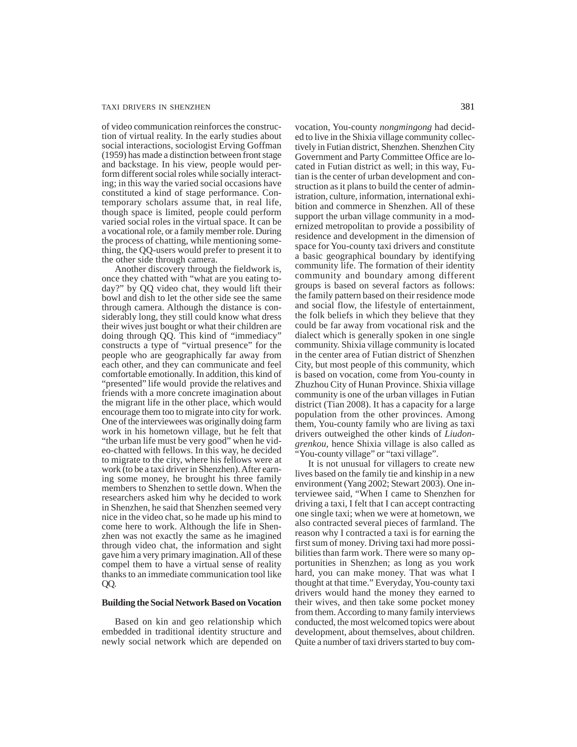of video communication reinforces the construction of virtual reality. In the early studies about social interactions, sociologist Erving Goffman (1959) has made a distinction between front stage and backstage. In his view, people would perform different social roles while socially interacting; in this way the varied social occasions have constituted a kind of stage performance. Contemporary scholars assume that, in real life, though space is limited, people could perform varied social roles in the virtual space. It can be a vocational role, or a family member role. During the process of chatting, while mentioning something, the QQ-users would prefer to present it to the other side through camera.

Another discovery through the fieldwork is, once they chatted with "what are you eating today?" by QQ video chat, they would lift their bowl and dish to let the other side see the same through camera. Although the distance is considerably long, they still could know what dress their wives just bought or what their children are doing through QQ. This kind of "immediacy" constructs a type of "virtual presence" for the people who are geographically far away from each other, and they can communicate and feel comfortable emotionally. In addition, this kind of "presented" life would provide the relatives and friends with a more concrete imagination about the migrant life in the other place, which would encourage them too to migrate into city for work. One of the interviewees was originally doing farm work in his hometown village, but he felt that "the urban life must be very good" when he video-chatted with fellows. In this way, he decided to migrate to the city, where his fellows were at work (to be a taxi driver in Shenzhen). After earning some money, he brought his three family members to Shenzhen to settle down. When the researchers asked him why he decided to work in Shenzhen, he said that Shenzhen seemed very nice in the video chat, so he made up his mind to come here to work. Although the life in Shenzhen was not exactly the same as he imagined through video chat, the information and sight gave him a very primary imagination. All of these compel them to have a virtual sense of reality thanks to an immediate communication tool like QQ.

**Building the Social Network Based on Vocation**

Based on kin and geo relationship which embedded in traditional identity structure and newly social network which are depended on vocation, You-county *nongmingong* had decided to live in the Shixia village community collectively in Futian district, Shenzhen. Shenzhen City Government and Party Committee Office are located in Futian district as well; in this way, Futian is the center of urban development and construction as it plans to build the center of administration, culture, information, international exhibition and commerce in Shenzhen. All of these support the urban village community in a modernized metropolitan to provide a possibility of residence and development in the dimension of space for You-county taxi drivers and constitute a basic geographical boundary by identifying community life. The formation of their identity community and boundary among different groups is based on several factors as follows: the family pattern based on their residence mode and social flow, the lifestyle of entertainment, the folk beliefs in which they believe that they could be far away from vocational risk and the dialect which is generally spoken in one single community. Shixia village community is located in the center area of Futian district of Shenzhen City, but most people of this community, which is based on vocation, come from You-county in Zhuzhou City of Hunan Province. Shixia village community is one of the urban villages in Futian district (Tian 2008). It has a capacity for a large population from the other provinces. Among them, You-county family who are living as taxi drivers outweighed the other kinds of *Liudongrenkou*, hence Shixia village is also called as "You-county village" or "taxi village".

It is not unusual for villagers to create new lives based on the family tie and kinship in a new environment (Yang 2002; Stewart 2003). One interviewee said, "When I came to Shenzhen for driving a taxi, I felt that I can accept contracting one single taxi; when we were at hometown, we also contracted several pieces of farmland. The reason why I contracted a taxi is for earning the first sum of money. Driving taxi had more possibilities than farm work. There were so many opportunities in Shenzhen; as long as you work hard, you can make money. That was what I thought at that time." Everyday, You-county taxi drivers would hand the money they earned to their wives, and then take some pocket money from them. According to many family interviews conducted, the most welcomed topics were about development, about themselves, about children. Quite a number of taxi drivers started to buy com-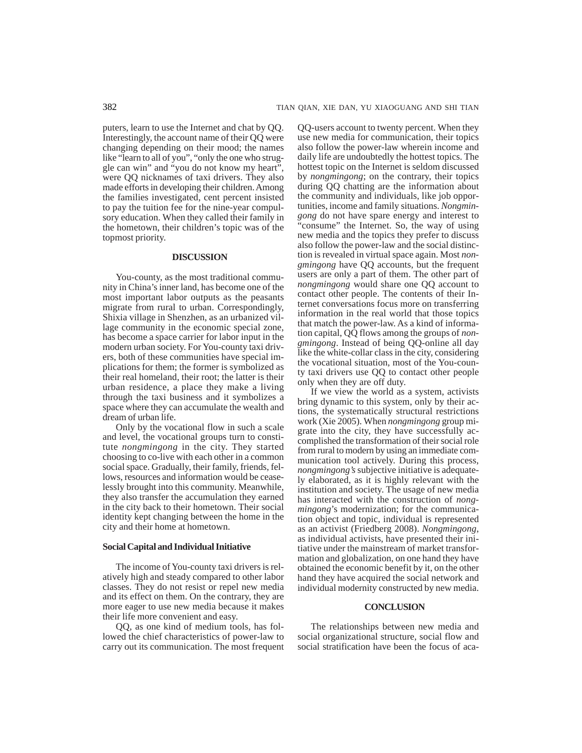puters, learn to use the Internet and chat by QQ. Interestingly, the account name of their QQ were changing depending on their mood; the names like "learn to all of you", "only the one who struggle can win" and "you do not know my heart", were QQ nicknames of taxi drivers. They also made efforts in developing their children. Among the families investigated, cent percent insisted to pay the tuition fee for the nine-year compulsory education. When they called their family in the hometown, their children's topic was of the topmost priority.

## DISCUSSION

You-county, as the most traditional community in China's inner land, has become one of the most important labor outputs as the peasants migrate from rural to urban. Correspondingly, Shixia village in Shenzhen, as an urbanized village community in the economic special zone, has become a space carrier for labor input in the modern urban society. For You-county taxi drivers, both of these communities have special implications for them; the former is symbolized as their real homeland, their root; the latter is their urban residence, a place they make a living through the taxi business and it symbolizes a space where they can accumulate the wealth and dream of urban life.

Only by the vocational flow in such a scale and level, the vocational groups turn to constitute *nongmingong* in the city. They started choosing to co-live with each other in a common social space. Gradually, their family, friends, fellows, resources and information would be ceaselessly brought into this community. Meanwhile, they also transfer the accumulation they earned in the city back to their hometown. Their social identity kept changing between the home in the city and their home at hometown.

### Social Capital and Individual Initiative

The income of You-county taxi drivers is relatively high and steady compared to other labor classes. They do not resist or repel new media and its effect on them. On the contrary, they are more eager to use new media because it makes their life more convenient and easy.

QQ, as one kind of medium tools, has followed the chief characteristics of power-law to carry out its communication. The most frequent QQ-users account to twenty percent. When they use new media for communication, their topics also follow the power-law wherein income and daily life are undoubtedly the hottest topics. The hottest topic on the Internet is seldom discussed by *nongmingong*; on the contrary, their topics during QQ chatting are the information about the community and individuals, like job opportunities, income and family situations. *Nongmingong* do not have spare energy and interest to "consume" the Internet. So, the way of using new media and the topics they prefer to discuss also follow the power-law and the social distinction is revealed in virtual space again. Most *nongmingong* have QQ accounts, but the frequent users are only a part of them. The other part of *nongmingong* would share one QQ account to contact other people. The contents of their Internet conversations focus more on transferring information in the real world that those topics that match the power-law. As a kind of information capital, QQ flows among the groups of *nongmingong*. Instead of being QQ-online all day like the white-collar class in the city, considering the vocational situation, most of the You-county taxi drivers use QQ to contact other people only when they are off duty.

If we view the world as a system, activists bring dynamic to this system, only by their actions, the systematically structural restrictions work (Xie 2005). When *nongmingong* group migrate into the city, they have successfully accomplished the transformation of their social role from rural to modern by using an immediate communication tool actively. During this process, *nongmingong's* subjective initiative is adequately elaborated, as it is highly relevant with the institution and society. The usage of new media has interacted with the construction of *nongmingong*'s modernization; for the communication object and topic, individual is represented as an activist (Friedberg 2008). *Nongmingong*, as individual activists, have presented their initiative under the mainstream of market transformation and globalization, on one hand they have obtained the economic benefit by it, on the other hand they have acquired the social network and individual modernity constructed by new media.

## CONCLUSION

The relationships between new media and social organizational structure, social flow and social stratification have been the focus of aca-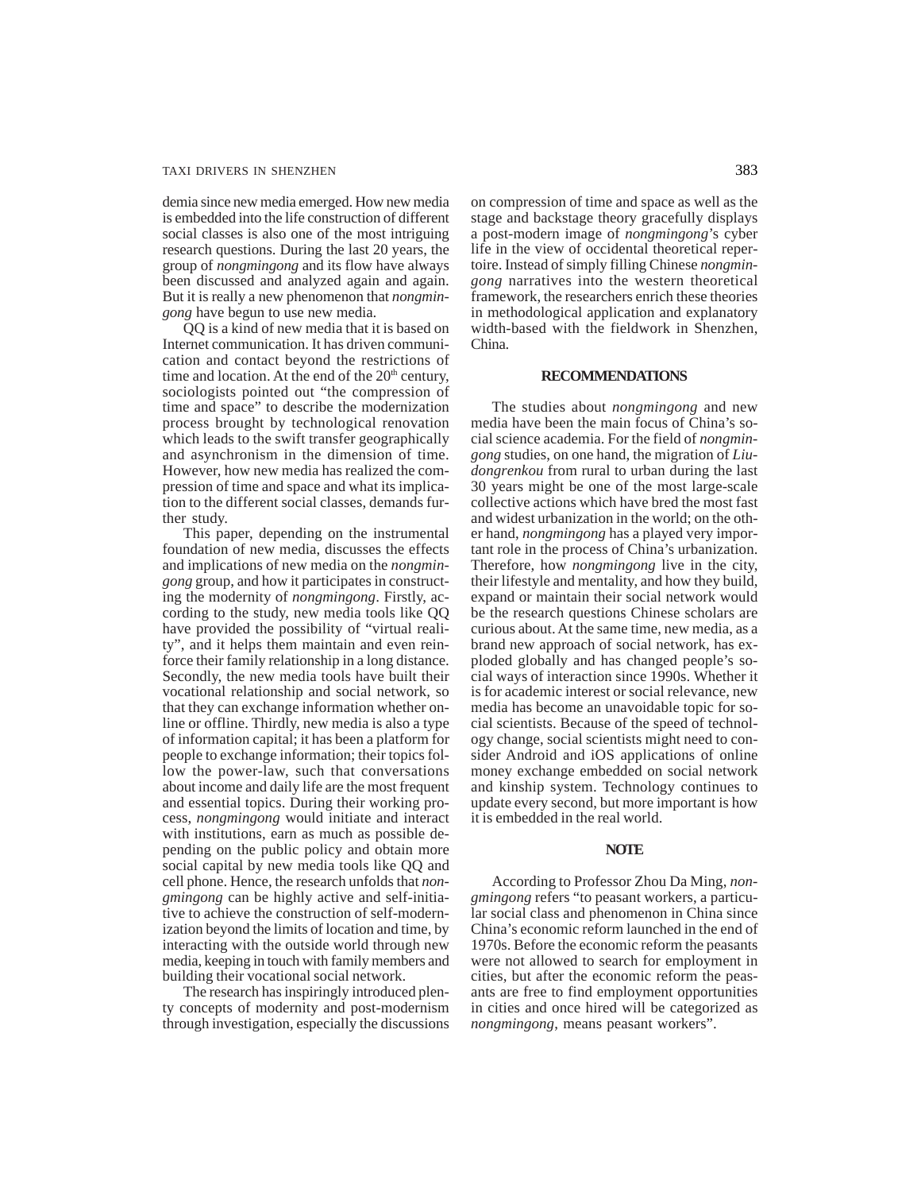demia since new media emerged. How new media is embedded into the life construction of different social classes is also one of the most intriguing research questions. During the last 20 years, the group of *nongmingong* and its flow have always been discussed and analyzed again and again. But it is really a new phenomenon that *nongmingong* have begun to use new media.

QQ is a kind of new media that it is based on Internet communication. It has driven communication and contact beyond the restrictions of time and location. At the end of the 20th century, sociologists pointed out "the compression of time and space" to describe the modernization process brought by technological renovation which leads to the swift transfer geographically and asynchronism in the dimension of time. However, how new media has realized the compression of time and space and what its implication to the different social classes, demands further study.

This paper, depending on the instrumental foundation of new media, discusses the effects and implications of new media on the *nongmingong* group, and how it participates in constructing the modernity of *nongmingong*. Firstly, according to the study, new media tools like QQ have provided the possibility of "virtual reality", and it helps them maintain and even reinforce their family relationship in a long distance. Secondly, the new media tools have built their vocational relationship and social network, so that they can exchange information whether online or offline. Thirdly, new media is also a type of information capital; it has been a platform for people to exchange information; their topics follow the power-law, such that conversations about income and daily life are the most frequent and essential topics. During their working process, *nongmingong* would initiate and interact with institutions, earn as much as possible depending on the public policy and obtain more social capital by new media tools like QQ and cell phone. Hence, the research unfolds that *nongmingong* can be highly active and self-initiative to achieve the construction of self-modernization beyond the limits of location and time, by interacting with the outside world through new media, keeping in touch with family members and building their vocational social network.

The research has inspiringly introduced plenty concepts of modernity and post-modernism through investigation, especially the discussions on compression of time and space as well as the stage and backstage theory gracefully displays a post-modern image of *nongmingong*'s cyber life in the view of occidental theoretical repertoire. Instead of simply filling Chinese *nongmingong* narratives into the western theoretical framework, the researchers enrich these theories in methodological application and explanatory width-based with the fieldwork in Shenzhen, China.

## RECOMMENDATIONS

The studies about *nongmingong* and new media have been the main focus of China's social science academia. For the field of *nongmingong* studies, on one hand, the migration of *Liudongrenkou* from rural to urban during the last 30 years might be one of the most large-scale collective actions which have bred the most fast and widest urbanization in the world; on the other hand, *nongmingong* has a played very important role in the process of China's urbanization. Therefore, how *nongmingong* live in the city, their lifestyle and mentality, and how they build, expand or maintain their social network would be the research questions Chinese scholars are curious about. At the same time, new media, as a brand new approach of social network, has exploded globally and has changed people's social ways of interaction since 1990s. Whether it is for academic interest or social relevance, new media has become an unavoidable topic for social scientists. Because of the speed of technology change, social scientists might need to consider Android and iOS applications of online money exchange embedded on social network and kinship system. Technology continues to update every second, but more important is how it is embedded in the real world.

## NOTE

According to Professor Zhou Da Ming, *nongmingong* refers "to peasant workers, a particular social class and phenomenon in China since China's economic reform launched in the end of 1970s. Before the economic reform the peasants were not allowed to search for employment in cities, but after the economic reform the peasants are free to find employment opportunities in cities and once hired will be categorized as *nongmingong*, means peasant workers".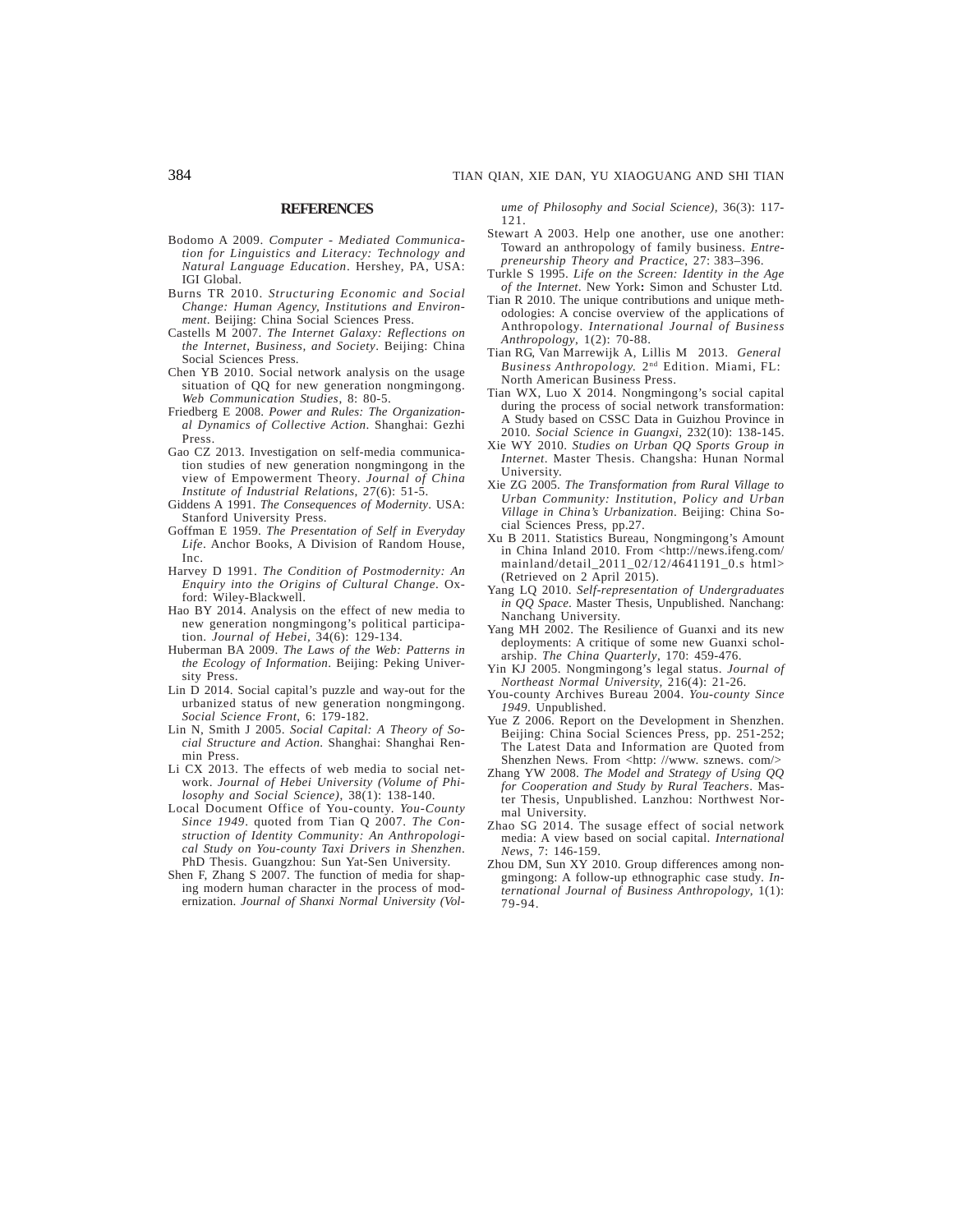## REFERENCES

Bodomo A 2009. *Computer - Mediated Communication for Linguistics and Literacy: Technology and Natural Language Education*. Hershey, PA, USA: IGI Global.

Burns TR 2010. *Structuring Economic and Social Change: Human Agency, Institutions and Environment*. Beijing: China Social Sciences Press.

Castells M 2007. *The Internet Galaxy: Reflections on the Internet, Business, and Society*. Beijing: China Social Sciences Press.

Chen YB 2010. Social network analysis on the usage situation of QQ for new generation nongmingong. *Web Communication Studies*, 8: 80-5.

Friedberg E 2008. *Power and Rules: The Organizational Dynamics of Collective Action*. Shanghai: Gezhi Press.

Gao CZ 2013. Investigation on self-media communication studies of new generation nongmingong in the view of Empowerment Theory. *Journal of China Institute of Industrial Relations*, 27(6): 51-5.

Giddens A 1991. *The Consequences of Modernity*. USA: Stanford University Press.

Goffman E 1959. *The Presentation of Self in Everyday Life*. Anchor Books, A Division of Random House, Inc.

Harvey D 1991. *The Condition of Postmodernity: An Enquiry into the Origins of Cultural Change*. Oxford: Wiley-Blackwell.

Hao BY 2014. Analysis on the effect of new media to new generation nongmingong's political participation. *Journal of Hebei*, 34(6): 129-134.

Huberman BA 2009. *The Laws of the Web: Patterns in the Ecology of Information*. Beijing: Peking University Press.

Lin D 2014. Social capital's puzzle and way-out for the urbanized status of new generation nongmingong. *Social Science Front*, 6: 179-182.

Lin N, Smith J 2005. *Social Capital: A Theory of Social Structure and Action*. Shanghai: Shanghai Renmin Press.

Li CX 2013. The effects of web media to social network. *Journal of Hebei University (Volume of Philosophy and Social Science)*, 38(1): 138-140.

Local Document Office of You-county. *You-County Since 1949*. quoted from Tian Q 2007. *The Construction of Identity Community: An Anthropological Study on You-county Taxi Drivers in Shenzhen*. PhD Thesis. Guangzhou: Sun Yat-Sen University.

Shen F, Zhang S 2007. The function of media for shaping modern human character in the process of modernization. *Journal of Shanxi Normal University (Volume of Philosophy and Social Science)*, 36(3): 117-121.

Stewart A 2003. Help one another, use one another: Toward an anthropology of family business. *Entrepreneurship Theory and Practice*, 27: 383–396.

Turkle S 1995. *Life on the Screen: Identity in the Age of the Internet*. New York**:** Simon and Schuster Ltd.

Tian R 2010. The unique contributions and unique methodologies: A concise overview of the applications of Anthropology. *International Journal of Business Anthropology*, 1(2): 70-88.

Tian RG, Van Marrewijk A, Lillis M 2013. *General Business Anthropology.* 2nd Edition. Miami, FL: North American Business Press.

Tian WX, Luo X 2014. Nongmingong's social capital during the process of social network transformation: A Study based on CSSC Data in Guizhou Province in 2010. *Social Science in Guangxi*, 232(10): 138-145.

Xie WY 2010. *Studies on Urban QQ Sports Group in Internet*. Master Thesis. Changsha: Hunan Normal University.

Xie ZG 2005. *The Transformation from Rural Village to Urban Community: Institution, Policy and Urban Village in China's Urbanization*. Beijing: China Social Sciences Press, pp.27.

Xu B 2011. Statistics Bureau, Nongmingong's Amount in China Inland 2010. From <http://news.ifeng.com/mainland/detail_2011_02/12/4641191_0.s html> (Retrieved on 2 April 2015).

Yang LQ 2010. *Self-representation of Undergraduates in QQ Space*. Master Thesis, Unpublished. Nanchang: Nanchang University.

Yang MH 2002. The Resilience of Guanxi and its new deployments: A critique of some new Guanxi scholarship. *The China Quarterly*, 170: 459-476.

Yin KJ 2005. Nongmingong's legal status. *Journal of Northeast Normal University,* 216(4): 21-26.

You-county Archives Bureau 2004. *You-county Since 1949*. Unpublished.

Yue Z 2006. Report on the Development in Shenzhen. Beijing: China Social Sciences Press, pp. 251-252; The Latest Data and Information are Quoted from Shenzhen News. From <http: //www. sznews. com/>

Zhang YW 2008. *The Model and Strategy of Using QQ for Cooperation and Study by Rural Teachers*. Master Thesis, Unpublished. Lanzhou: Northwest Normal University.

Zhao SG 2014. The susage effect of social network media: A view based on social capital. *International News*, 7: 146-159.

Zhou DM, Sun XY 2010. Group differences among nongmingong: A follow-up ethnographic case study. *International Journal of Business Anthropology*, 1(1): 79-94.